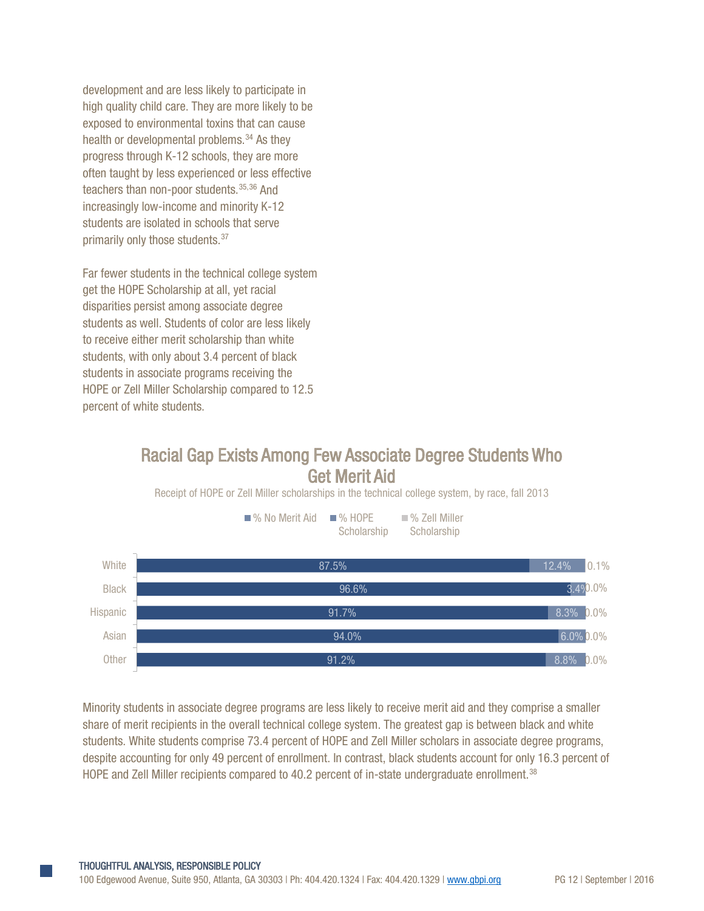development and are less likely to participate in high quality child care. They are more likely to be exposed to environmental toxins that can cause health or developmental problems.[34] As they progress through K-12 schools, they are more often taught by less experienced or less effective teachers than non-poor students.[35,36] And increasingly low-income and minority K-12 students are isolated in schools that serve primarily only those students.[37]

Far fewer students in the technical college system get the HOPE Scholarship at all, yet racial disparities persist among associate degree students as well. Students of color are less likely to receive either merit scholarship than white students, with only about 3.4 percent of black students in associate programs receiving the HOPE or Zell Miller Scholarship compared to 12.5 percent of white students.

## Racial Gap Exists Among Few Associate Degree Students Who Get Merit Aid

Receipt of HOPE or Zell Miller scholarships in the technical college system, by race, fall 2013

% No Merit Aid
% HOPE Scholarship
% Zell Miller Scholarship

White 87.5% 12.4% 0.1%
Black 96.6% 3.4% 0.0%
Hispanic 91.7% 8.3% 0.0%
Asian 94.0% 6.0% 0.0%
Other 91.2% 8.8% 0.0%

Minority students in associate degree programs are less likely to receive merit aid and they comprise a smaller share of merit recipients in the overall technical college system. The greatest gap is between black and white students. White students comprise 73.4 percent of HOPE and Zell Miller scholars in associate degree programs, despite accounting for only 49 percent of enrollment. In contrast, black students account for only 16.3 percent of HOPE and Zell Miller recipients compared to 40.2 percent of in-state undergraduate enrollment.[38]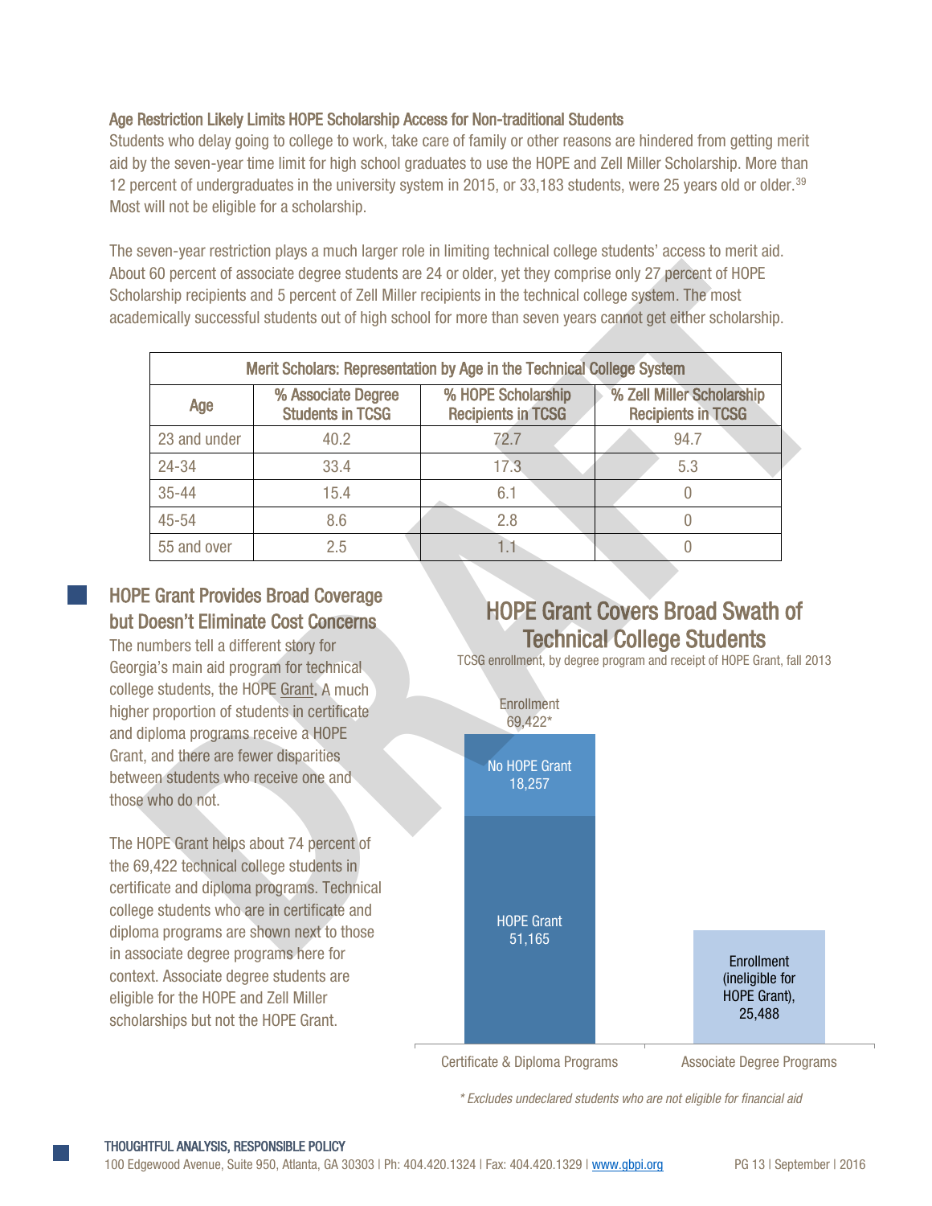### Age Restriction Likely Limits HOPE Scholarship Access for Non-traditional Students

Students who delay going to college to work, take care of family or other reasons are hindered from getting merit aid by the seven-year time limit for high school graduates to use the HOPE and Zell Miller Scholarship. More than 12 percent of undergraduates in the university system in 2015, or 33,183 students, were 25 years old or older.[39] Most will not be eligible for a scholarship.

The seven-year restriction plays a much larger role in limiting technical college students' access to merit aid. About 60 percent of associate degree students are 24 or older, yet they comprise only 27 percent of HOPE Scholarship recipients and 5 percent of Zell Miller recipients in the technical college system. The most academically successful students out of high school for more than seven years cannot get either scholarship.

**Merit Scholars: Representation by Age in the Technical College System**

| Age | % Associate Degree Students in TCSG | % HOPE Scholarship Recipients in TCSG | % Zell Miller Scholarship Recipients in TCSG |
|---|---|---|---|
| 23 and under | 40.2 | 72.7 | 94.7 |
| 24-34 | 33.4 | 17.3 | 5.3 |
| 35-44 | 15.4 | 6.1 | 0 |
| 45-54 | 8.6 | 2.8 | 0 |
| 55 and over | 2.5 | 1.1 | 0 |

## HOPE Grant Provides Broad Coverage but Doesn't Eliminate Cost Concerns

The numbers tell a different story for Georgia's main aid program for technical college students, the HOPE Grant. A much higher proportion of students in certificate and diploma programs receive a HOPE Grant, and there are fewer disparities between students who receive one and those who do not.

The HOPE Grant helps about 74 percent of the 69,422 technical college students in certificate and diploma programs. Technical college students who are in certificate and diploma programs are shown next to those in associate degree programs here for context. Associate degree students are eligible for the HOPE and Zell Miller scholarships but not the HOPE Grant.

**HOPE Grant Covers Broad Swath of Technical College Students**

TCSG enrollment, by degree program and receipt of HOPE Grant, fall 2013

| | Certificate & Diploma Programs | Associate Degree Programs |
|---|---|---|
| Enrollment | 69,422* | |
| No HOPE Grant | 18,257 | |
| HOPE Grant | 51,165 | |
| Enrollment (ineligible for HOPE Grant) | | 25,488 |

*\* Excludes undeclared students who are not eligible for financial aid*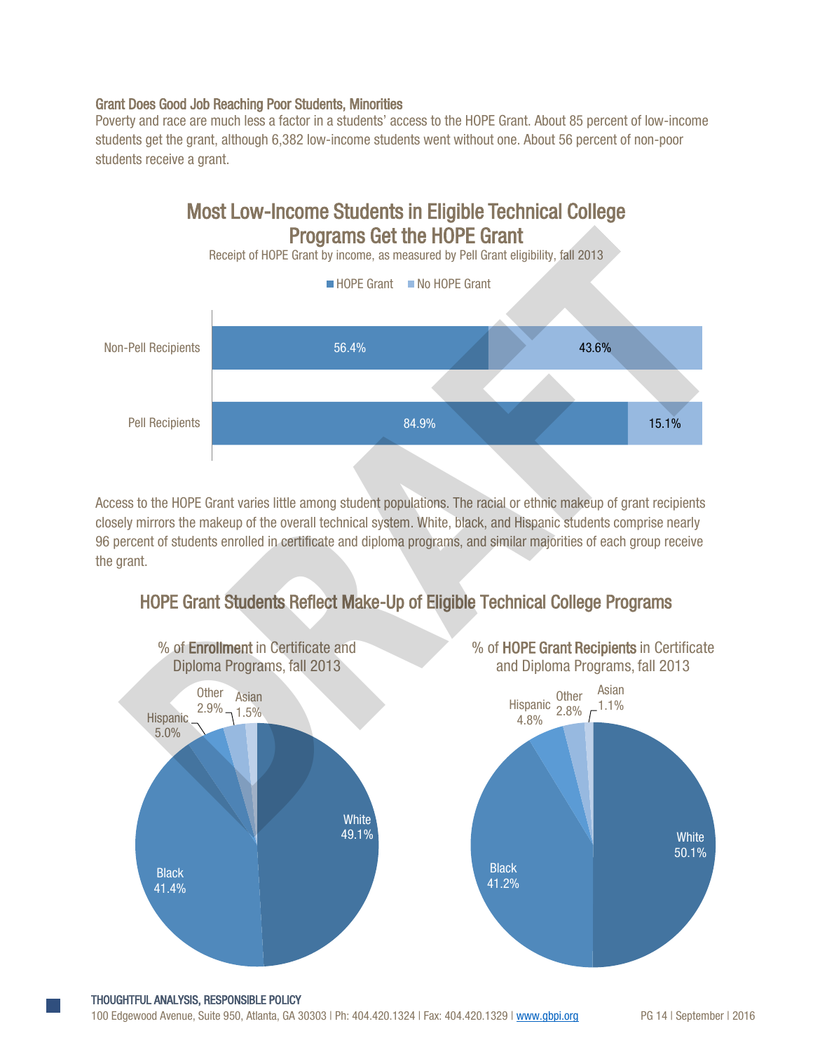### Grant Does Good Job Reaching Poor Students, Minorities

Poverty and race are much less a factor in a students' access to the HOPE Grant. About 85 percent of low-income students get the grant, although 6,382 low-income students went without one. About 56 percent of non-poor students receive a grant.

## Most Low-Income Students in Eligible Technical College Programs Get the HOPE Grant

Receipt of HOPE Grant by income, as measured by Pell Grant eligibility, fall 2013

| | HOPE Grant | No HOPE Grant |
|---|---|---|
| Non-Pell Recipients | 56.4% | 43.6% |
| Pell Recipients | 84.9% | 15.1% |

Access to the HOPE Grant varies little among student populations. The racial or ethnic makeup of grant recipients closely mirrors the makeup of the overall technical system. White, black, and Hispanic students comprise nearly 96 percent of students enrolled in certificate and diploma programs, and similar majorities of each group receive the grant.

## HOPE Grant Students Reflect Make-Up of Eligible Technical College Programs

| | % of **Enrollment** in Certificate and Diploma Programs, fall 2013 | % of **HOPE Grant Recipients** in Certificate and Diploma Programs, fall 2013 |
|---|---|---|
| White | 49.1% | 50.1% |
| Black | 41.4% | 41.2% |
| Hispanic | 5.0% | 4.8% |
| Other | 2.9% | 2.8% |
| Asian | 1.5% | 1.1% |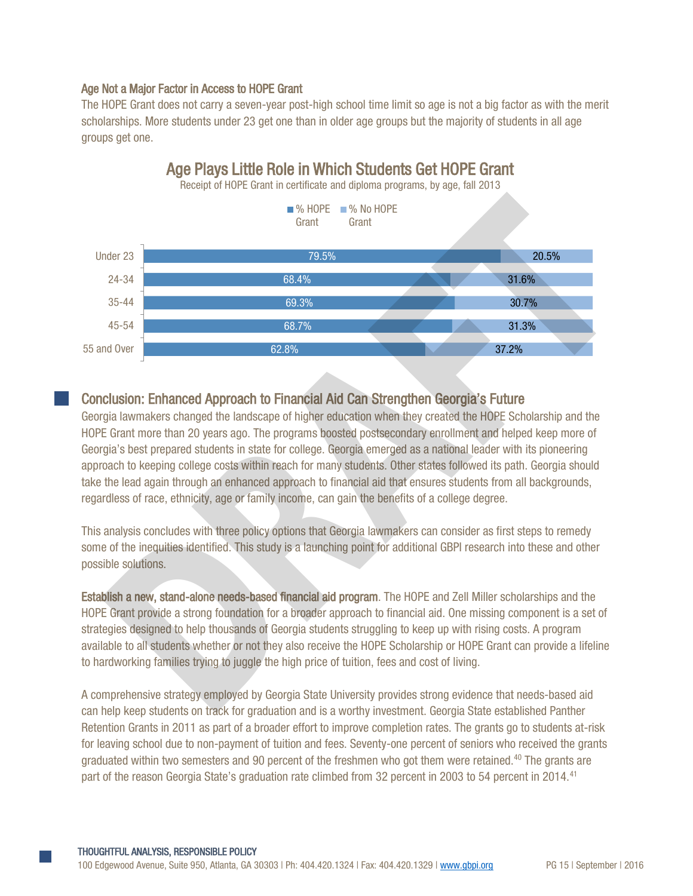### Age Not a Major Factor in Access to HOPE Grant

The HOPE Grant does not carry a seven-year post-high school time limit so age is not a big factor as with the merit scholarships. More students under 23 get one than in older age groups but the majority of students in all age groups get one.

**Age Plays Little Role in Which Students Get HOPE Grant**

Receipt of HOPE Grant in certificate and diploma programs, by age, fall 2013

| Age | % HOPE Grant | % No HOPE Grant |
|---|---|---|
| Under 23 | 79.5% | 20.5% |
| 24-34 | 68.4% | 31.6% |
| 35-44 | 69.3% | 30.7% |
| 45-54 | 68.7% | 31.3% |
| 55 and Over | 62.8% | 37.2% |

## Conclusion: Enhanced Approach to Financial Aid Can Strengthen Georgia's Future

Georgia lawmakers changed the landscape of higher education when they created the HOPE Scholarship and the HOPE Grant more than 20 years ago. The programs boosted postsecondary enrollment and helped keep more of Georgia's best prepared students in state for college. Georgia emerged as a national leader with its pioneering approach to keeping college costs within reach for many students. Other states followed its path. Georgia should take the lead again through an enhanced approach to financial aid that ensures students from all backgrounds, regardless of race, ethnicity, age or family income, can gain the benefits of a college degree.

This analysis concludes with three policy options that Georgia lawmakers can consider as first steps to remedy some of the inequities identified. This study is a launching point for additional GBPI research into these and other possible solutions.

**Establish a new, stand-alone needs-based financial aid program**. The HOPE and Zell Miller scholarships and the HOPE Grant provide a strong foundation for a broader approach to financial aid. One missing component is a set of strategies designed to help thousands of Georgia students struggling to keep up with rising costs. A program available to all students whether or not they also receive the HOPE Scholarship or HOPE Grant can provide a lifeline to hardworking families trying to juggle the high price of tuition, fees and cost of living.

A comprehensive strategy employed by Georgia State University provides strong evidence that needs-based aid can help keep students on track for graduation and is a worthy investment. Georgia State established Panther Retention Grants in 2011 as part of a broader effort to improve completion rates. The grants go to students at-risk for leaving school due to non-payment of tuition and fees. Seventy-one percent of seniors who received the grants graduated within two semesters and 90 percent of the freshmen who got them were retained.[40] The grants are part of the reason Georgia State's graduation rate climbed from 32 percent in 2003 to 54 percent in 2014.[41]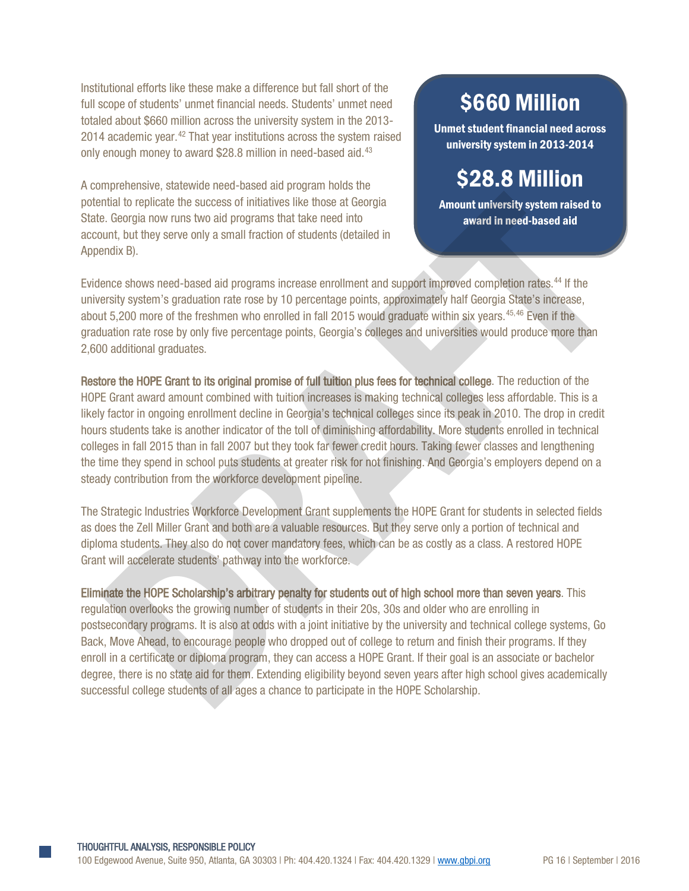Institutional efforts like these make a difference but fall short of the full scope of students' unmet financial needs. Students' unmet need totaled about $660 million across the university system in the 2013-2014 academic year.[42] That year institutions across the system raised only enough money to award $28.8 million in need-based aid.[43]

> **$660 Million**
>
> **Unmet student financial need across university system in 2013-2014**
>
> **$28.8 Million**
>
> **Amount university system raised to award in need-based aid**

A comprehensive, statewide need-based aid program holds the potential to replicate the success of initiatives like those at Georgia State. Georgia now runs two aid programs that take need into account, but they serve only a small fraction of students (detailed in Appendix B).

Evidence shows need-based aid programs increase enrollment and support improved completion rates.[44] If the university system's graduation rate rose by 10 percentage points, approximately half Georgia State's increase, about 5,200 more of the freshmen who enrolled in fall 2015 would graduate within six years.[45,46] Even if the graduation rate rose by only five percentage points, Georgia's colleges and universities would produce more than 2,600 additional graduates.

**Restore the HOPE Grant to its original promise of full tuition plus fees for technical college**. The reduction of the HOPE Grant award amount combined with tuition increases is making technical colleges less affordable. This is a likely factor in ongoing enrollment decline in Georgia's technical colleges since its peak in 2010. The drop in credit hours students take is another indicator of the toll of diminishing affordability. More students enrolled in technical colleges in fall 2015 than in fall 2007 but they took far fewer credit hours. Taking fewer classes and lengthening the time they spend in school puts students at greater risk for not finishing. And Georgia's employers depend on a steady contribution from the workforce development pipeline.

The Strategic Industries Workforce Development Grant supplements the HOPE Grant for students in selected fields as does the Zell Miller Grant and both are a valuable resources. But they serve only a portion of technical and diploma students. They also do not cover mandatory fees, which can be as costly as a class. A restored HOPE Grant will accelerate students' pathway into the workforce.

**Eliminate the HOPE Scholarship's arbitrary penalty for students out of high school more than seven years**. This regulation overlooks the growing number of students in their 20s, 30s and older who are enrolling in postsecondary programs. It is also at odds with a joint initiative by the university and technical college systems, Go Back, Move Ahead, to encourage people who dropped out of college to return and finish their programs. If they enroll in a certificate or diploma program, they can access a HOPE Grant. If their goal is an associate or bachelor degree, there is no state aid for them. Extending eligibility beyond seven years after high school gives academically successful college students of all ages a chance to participate in the HOPE Scholarship.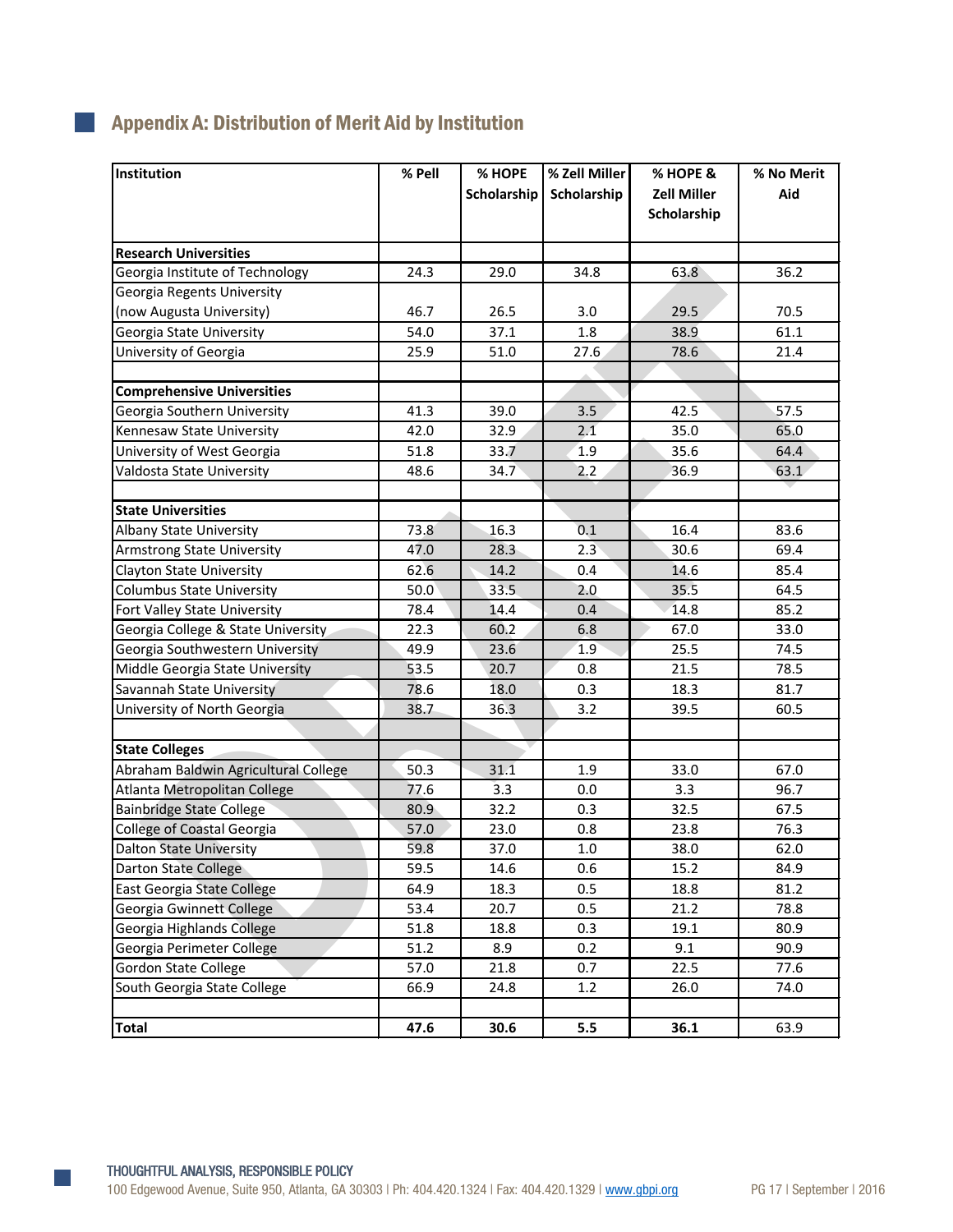## Appendix A: Distribution of Merit Aid by Institution

| Institution | % Pell | % HOPE Scholarship | % Zell Miller Scholarship | % HOPE & Zell Miller Scholarship | % No Merit Aid |
|---|---|---|---|---|---|
| **Research Universities** | | | | | |
| Georgia Institute of Technology | 24.3 | 29.0 | 34.8 | 63.8 | 36.2 |
| Georgia Regents University (now Augusta University) | 46.7 | 26.5 | 3.0 | 29.5 | 70.5 |
| Georgia State University | 54.0 | 37.1 | 1.8 | 38.9 | 61.1 |
| University of Georgia | 25.9 | 51.0 | 27.6 | 78.6 | 21.4 |
| | | | | | |
| **Comprehensive Universities** | | | | | |
| Georgia Southern University | 41.3 | 39.0 | 3.5 | 42.5 | 57.5 |
| Kennesaw State University | 42.0 | 32.9 | 2.1 | 35.0 | 65.0 |
| University of West Georgia | 51.8 | 33.7 | 1.9 | 35.6 | 64.4 |
| Valdosta State University | 48.6 | 34.7 | 2.2 | 36.9 | 63.1 |
| | | | | | |
| **State Universities** | | | | | |
| Albany State University | 73.8 | 16.3 | 0.1 | 16.4 | 83.6 |
| Armstrong State University | 47.0 | 28.3 | 2.3 | 30.6 | 69.4 |
| Clayton State University | 62.6 | 14.2 | 0.4 | 14.6 | 85.4 |
| Columbus State University | 50.0 | 33.5 | 2.0 | 35.5 | 64.5 |
| Fort Valley State University | 78.4 | 14.4 | 0.4 | 14.8 | 85.2 |
| Georgia College & State University | 22.3 | 60.2 | 6.8 | 67.0 | 33.0 |
| Georgia Southwestern University | 49.9 | 23.6 | 1.9 | 25.5 | 74.5 |
| Middle Georgia State University | 53.5 | 20.7 | 0.8 | 21.5 | 78.5 |
| Savannah State University | 78.6 | 18.0 | 0.3 | 18.3 | 81.7 |
| University of North Georgia | 38.7 | 36.3 | 3.2 | 39.5 | 60.5 |
| | | | | | |
| **State Colleges** | | | | | |
| Abraham Baldwin Agricultural College | 50.3 | 31.1 | 1.9 | 33.0 | 67.0 |
| Atlanta Metropolitan College | 77.6 | 3.3 | 0.0 | 3.3 | 96.7 |
| Bainbridge State College | 80.9 | 32.2 | 0.3 | 32.5 | 67.5 |
| College of Coastal Georgia | 57.0 | 23.0 | 0.8 | 23.8 | 76.3 |
| Dalton State University | 59.8 | 37.0 | 1.0 | 38.0 | 62.0 |
| Darton State College | 59.5 | 14.6 | 0.6 | 15.2 | 84.9 |
| East Georgia State College | 64.9 | 18.3 | 0.5 | 18.8 | 81.2 |
| Georgia Gwinnett College | 53.4 | 20.7 | 0.5 | 21.2 | 78.8 |
| Georgia Highlands College | 51.8 | 18.8 | 0.3 | 19.1 | 80.9 |
| Georgia Perimeter College | 51.2 | 8.9 | 0.2 | 9.1 | 90.9 |
| Gordon State College | 57.0 | 21.8 | 0.7 | 22.5 | 77.6 |
| South Georgia State College | 66.9 | 24.8 | 1.2 | 26.0 | 74.0 |
| | | | | | |
| **Total** | **47.6** | **30.6** | **5.5** | **36.1** | 63.9 |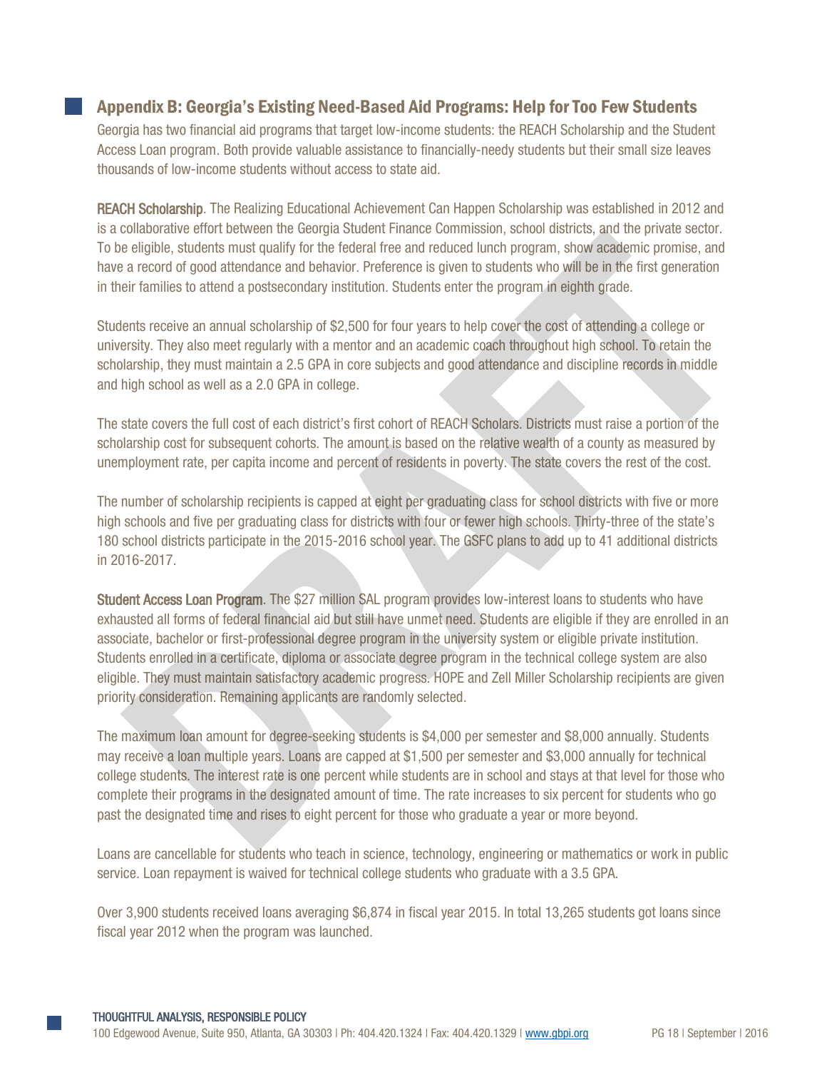## Appendix B: Georgia's Existing Need-Based Aid Programs: Help for Too Few Students

Georgia has two financial aid programs that target low-income students: the REACH Scholarship and the Student Access Loan program. Both provide valuable assistance to financially-needy students but their small size leaves thousands of low-income students without access to state aid.

**REACH Scholarship**. The Realizing Educational Achievement Can Happen Scholarship was established in 2012 and is a collaborative effort between the Georgia Student Finance Commission, school districts, and the private sector. To be eligible, students must qualify for the federal free and reduced lunch program, show academic promise, and have a record of good attendance and behavior. Preference is given to students who will be in the first generation in their families to attend a postsecondary institution. Students enter the program in eighth grade.

Students receive an annual scholarship of $2,500 for four years to help cover the cost of attending a college or university. They also meet regularly with a mentor and an academic coach throughout high school. To retain the scholarship, they must maintain a 2.5 GPA in core subjects and good attendance and discipline records in middle and high school as well as a 2.0 GPA in college.

The state covers the full cost of each district's first cohort of REACH Scholars. Districts must raise a portion of the scholarship cost for subsequent cohorts. The amount is based on the relative wealth of a county as measured by unemployment rate, per capita income and percent of residents in poverty. The state covers the rest of the cost.

The number of scholarship recipients is capped at eight per graduating class for school districts with five or more high schools and five per graduating class for districts with four or fewer high schools. Thirty-three of the state's 180 school districts participate in the 2015-2016 school year. The GSFC plans to add up to 41 additional districts in 2016-2017.

**Student Access Loan Program**. The $27 million SAL program provides low-interest loans to students who have exhausted all forms of federal financial aid but still have unmet need. Students are eligible if they are enrolled in an associate, bachelor or first-professional degree program in the university system or eligible private institution. Students enrolled in a certificate, diploma or associate degree program in the technical college system are also eligible. They must maintain satisfactory academic progress. HOPE and Zell Miller Scholarship recipients are given priority consideration. Remaining applicants are randomly selected.

The maximum loan amount for degree-seeking students is $4,000 per semester and $8,000 annually. Students may receive a loan multiple years. Loans are capped at $1,500 per semester and $3,000 annually for technical college students. The interest rate is one percent while students are in school and stays at that level for those who complete their programs in the designated amount of time. The rate increases to six percent for students who go past the designated time and rises to eight percent for those who graduate a year or more beyond.

Loans are cancellable for students who teach in science, technology, engineering or mathematics or work in public service. Loan repayment is waived for technical college students who graduate with a 3.5 GPA.

Over 3,900 students received loans averaging $6,874 in fiscal year 2015. In total 13,265 students got loans since fiscal year 2012 when the program was launched.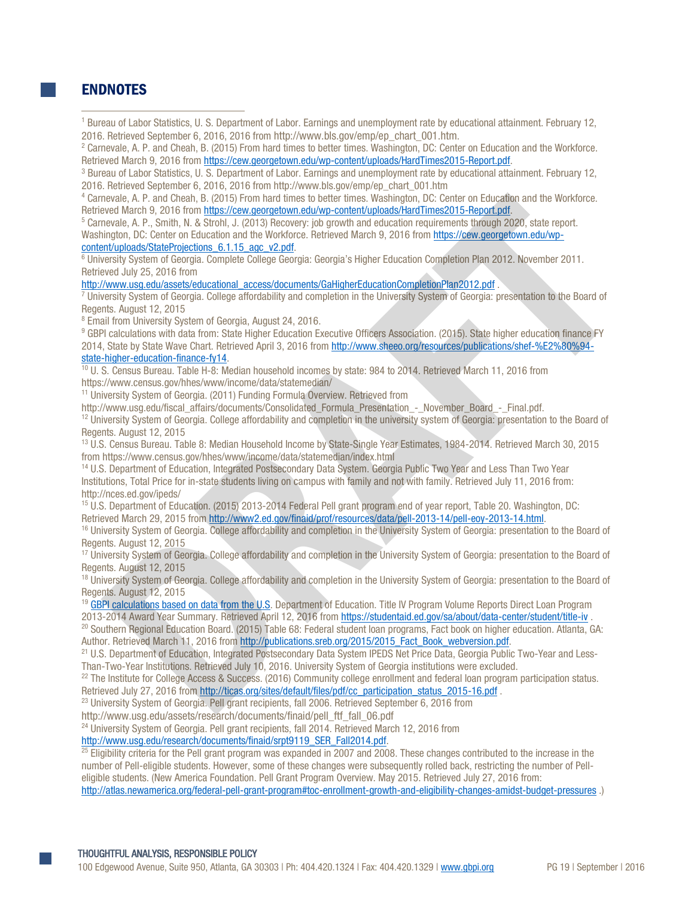## ENDNOTES

[1] Bureau of Labor Statistics, U. S. Department of Labor. Earnings and unemployment rate by educational attainment. February 12, 2016. Retrieved September 6, 2016, 2016 from http://www.bls.gov/emp/ep_chart_001.htm.

[2] Carnevale, A. P. and Cheah, B. (2015) From hard times to better times. Washington, DC: Center on Education and the Workforce. Retrieved March 9, 2016 from https://cew.georgetown.edu/wp-content/uploads/HardTimes2015-Report.pdf.

[3] Bureau of Labor Statistics, U. S. Department of Labor. Earnings and unemployment rate by educational attainment. February 12, 2016. Retrieved September 6, 2016, 2016 from http://www.bls.gov/emp/ep_chart_001.htm

[4] Carnevale, A. P. and Cheah, B. (2015) From hard times to better times. Washington, DC: Center on Education and the Workforce. Retrieved March 9, 2016 from https://cew.georgetown.edu/wp-content/uploads/HardTimes2015-Report.pdf.

[5] Carnevale, A. P., Smith, N. & Strohl, J. (2013) Recovery: job growth and education requirements through 2020, state report. Washington, DC: Center on Education and the Workforce. Retrieved March 9, 2016 from https://cew.georgetown.edu/wp-content/uploads/StateProjections_6.1.15_agc_v2.pdf.

[6] University System of Georgia. Complete College Georgia: Georgia's Higher Education Completion Plan 2012. November 2011. Retrieved July 25, 2016 from http://www.usg.edu/assets/educational_access/documents/GaHigherEducationCompletionPlan2012.pdf .

[7] University System of Georgia. College affordability and completion in the University System of Georgia: presentation to the Board of Regents. August 12, 2015

[8] Email from University System of Georgia, August 24, 2016.

[9] GBPI calculations with data from: State Higher Education Executive Officers Association. (2015). State higher education finance FY 2014, State by State Wave Chart. Retrieved April 3, 2016 from http://www.sheeo.org/resources/publications/shef-%E2%80%94-state-higher-education-finance-fy14.

[10] U. S. Census Bureau. Table H-8: Median household incomes by state: 984 to 2014. Retrieved March 11, 2016 from https://www.census.gov/hhes/www/income/data/statemedian/

[11] University System of Georgia. (2011) Funding Formula Overview. Retrieved from http://www.usg.edu/fiscal_affairs/documents/Consolidated_Formula_Presentation_-_November_Board_-_Final.pdf.

[12] University System of Georgia. College affordability and completion in the university system of Georgia: presentation to the Board of Regents. August 12, 2015

[13] U.S. Census Bureau. Table 8: Median Household Income by State-Single Year Estimates, 1984-2014. Retrieved March 30, 2015 from https://www.census.gov/hhes/www/income/data/statemedian/index.html

[14] U.S. Department of Education, Integrated Postsecondary Data System. Georgia Public Two Year and Less Than Two Year Institutions, Total Price for in-state students living on campus with family and not with family. Retrieved July 11, 2016 from: http://nces.ed.gov/ipeds/

[15] U.S. Department of Education. (2015) 2013-2014 Federal Pell grant program end of year report, Table 20. Washington, DC: Retrieved March 29, 2015 from http://www2.ed.gov/finaid/prof/resources/data/pell-2013-14/pell-eoy-2013-14.html.

[16] University System of Georgia. College affordability and completion in the University System of Georgia: presentation to the Board of Regents. August 12, 2015

[17] University System of Georgia. College affordability and completion in the University System of Georgia: presentation to the Board of Regents. August 12, 2015

[18] University System of Georgia. College affordability and completion in the University System of Georgia: presentation to the Board of Regents. August 12, 2015

[19] GBPI calculations based on data from the U.S. Department of Education. Title IV Program Volume Reports Direct Loan Program 2013-2014 Award Year Summary. Retrieved April 12, 2016 from https://studentaid.ed.gov/sa/about/data-center/student/title-iv .

[20] Southern Regional Education Board. (2015) Table 68: Federal student loan programs, Fact book on higher education. Atlanta, GA: Author. Retrieved March 11, 2016 from http://publications.sreb.org/2015/2015_Fact_Book_webversion.pdf.

[21] U.S. Department of Education, Integrated Postsecondary Data System IPEDS Net Price Data, Georgia Public Two-Year and Less-Than-Two-Year Institutions. Retrieved July 10, 2016. University System of Georgia institutions were excluded.

[22] The Institute for College Access & Success. (2016) Community college enrollment and federal loan program participation status. Retrieved July 27, 2016 from http://ticas.org/sites/default/files/pdf/cc_participation_status_2015-16.pdf .

[23] University System of Georgia. Pell grant recipients, fall 2006. Retrieved September 6, 2016 from http://www.usg.edu/assets/research/documents/finaid/pell_ftf_fall_06.pdf

[24] University System of Georgia. Pell grant recipients, fall 2014. Retrieved March 12, 2016 from http://www.usg.edu/research/documents/finaid/srpt9119_SER_Fall2014.pdf.

[25] Eligibility criteria for the Pell grant program was expanded in 2007 and 2008. These changes contributed to the increase in the number of Pell-eligible students. However, some of these changes were subsequently rolled back, restricting the number of Pell-eligible students. (New America Foundation. Pell Grant Program Overview. May 2015. Retrieved July 27, 2016 from: http://atlas.newamerica.org/federal-pell-grant-program#toc-enrollment-growth-and-eligibility-changes-amidst-budget-pressures .)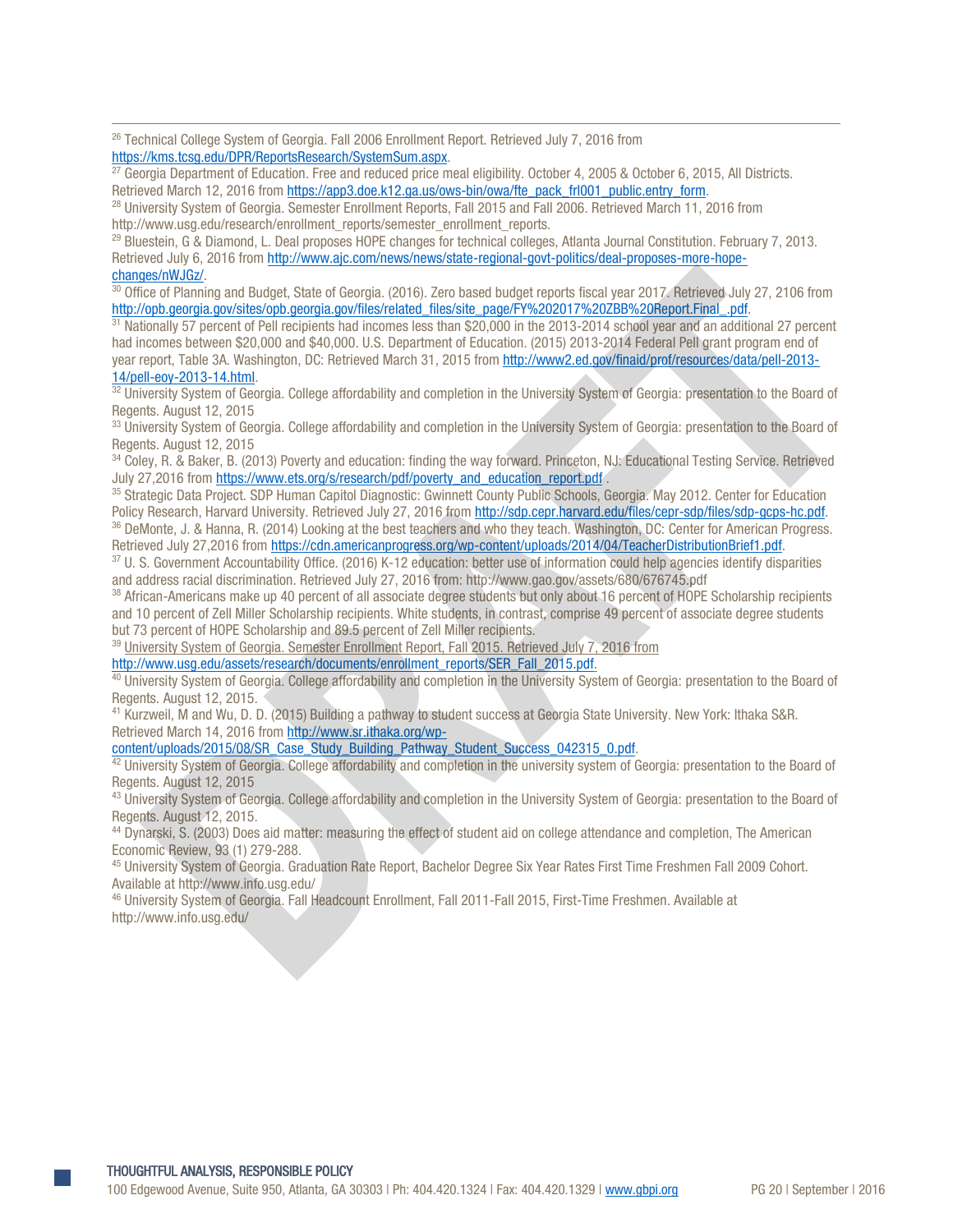[26] Technical College System of Georgia. Fall 2006 Enrollment Report. Retrieved July 7, 2016 from https://kms.tcsg.edu/DPR/ReportsResearch/SystemSum.aspx.

[27] Georgia Department of Education. Free and reduced price meal eligibility. October 4, 2005 & October 6, 2015, All Districts. Retrieved March 12, 2016 from https://app3.doe.k12.ga.us/ows-bin/owa/fte_pack_frl001_public.entry_form.

[28] University System of Georgia. Semester Enrollment Reports, Fall 2015 and Fall 2006. Retrieved March 11, 2016 from http://www.usg.edu/research/enrollment_reports/semester_enrollment_reports.

[29] Bluestein, G & Diamond, L. Deal proposes HOPE changes for technical colleges, Atlanta Journal Constitution. February 7, 2013. Retrieved July 6, 2016 from http://www.ajc.com/news/news/state-regional-govt-politics/deal-proposes-more-hope-changes/nWJGz/.

[30] Office of Planning and Budget, State of Georgia. (2016). Zero based budget reports fiscal year 2017. Retrieved July 27, 2106 from http://opb.georgia.gov/sites/opb.georgia.gov/files/related_files/site_page/FY%202017%20ZBB%20Report.Final_.pdf.

[31] Nationally 57 percent of Pell recipients had incomes less than $20,000 in the 2013-2014 school year and an additional 27 percent had incomes between $20,000 and $40,000. U.S. Department of Education. (2015) 2013-2014 Federal Pell grant program end of year report, Table 3A. Washington, DC: Retrieved March 31, 2015 from http://www2.ed.gov/finaid/prof/resources/data/pell-2013-14/pell-eoy-2013-14.html.

[32] University System of Georgia. College affordability and completion in the University System of Georgia: presentation to the Board of Regents. August 12, 2015

[33] University System of Georgia. College affordability and completion in the University System of Georgia: presentation to the Board of Regents. August 12, 2015

[34] Coley, R. & Baker, B. (2013) Poverty and education: finding the way forward. Princeton, NJ: Educational Testing Service. Retrieved July 27,2016 from https://www.ets.org/s/research/pdf/poverty_and_education_report.pdf .

[35] Strategic Data Project. SDP Human Capitol Diagnostic: Gwinnett County Public Schools, Georgia. May 2012. Center for Education Policy Research, Harvard University. Retrieved July 27, 2016 from http://sdp.cepr.harvard.edu/files/cepr-sdp/files/sdp-gcps-hc.pdf.

[36] DeMonte, J. & Hanna, R. (2014) Looking at the best teachers and who they teach. Washington, DC: Center for American Progress. Retrieved July 27,2016 from https://cdn.americanprogress.org/wp-content/uploads/2014/04/TeacherDistributionBrief1.pdf.

[37] U. S. Government Accountability Office. (2016) K-12 education: better use of information could help agencies identify disparities and address racial discrimination. Retrieved July 27, 2016 from: http://www.gao.gov/assets/680/676745.pdf

[38] African-Americans make up 40 percent of all associate degree students but only about 16 percent of HOPE Scholarship recipients and 10 percent of Zell Miller Scholarship recipients. White students, in contrast, comprise 49 percent of associate degree students but 73 percent of HOPE Scholarship and 89.5 percent of Zell Miller recipients.

[39] University System of Georgia. Semester Enrollment Report, Fall 2015. Retrieved July 7, 2016 from http://www.usg.edu/assets/research/documents/enrollment_reports/SER_Fall_2015.pdf.

[40] University System of Georgia. College affordability and completion in the University System of Georgia: presentation to the Board of Regents. August 12, 2015.

[41] Kurzweil, M and Wu, D. D. (2015) Building a pathway to student success at Georgia State University. New York: Ithaka S&R. Retrieved March 14, 2016 from http://www.sr.ithaka.org/wp-content/uploads/2015/08/SR_Case_Study_Building_Pathway_Student_Success_042315_0.pdf.

[42] University System of Georgia. College affordability and completion in the university system of Georgia: presentation to the Board of Regents. August 12, 2015

[43] University System of Georgia. College affordability and completion in the University System of Georgia: presentation to the Board of Regents. August 12, 2015.

[44] Dynarski, S. (2003) Does aid matter: measuring the effect of student aid on college attendance and completion, The American Economic Review, 93 (1) 279-288.

[45] University System of Georgia. Graduation Rate Report, Bachelor Degree Six Year Rates First Time Freshmen Fall 2009 Cohort. Available at http://www.info.usg.edu/

[46] University System of Georgia. Fall Headcount Enrollment, Fall 2011-Fall 2015, First-Time Freshmen. Available at http://www.info.usg.edu/